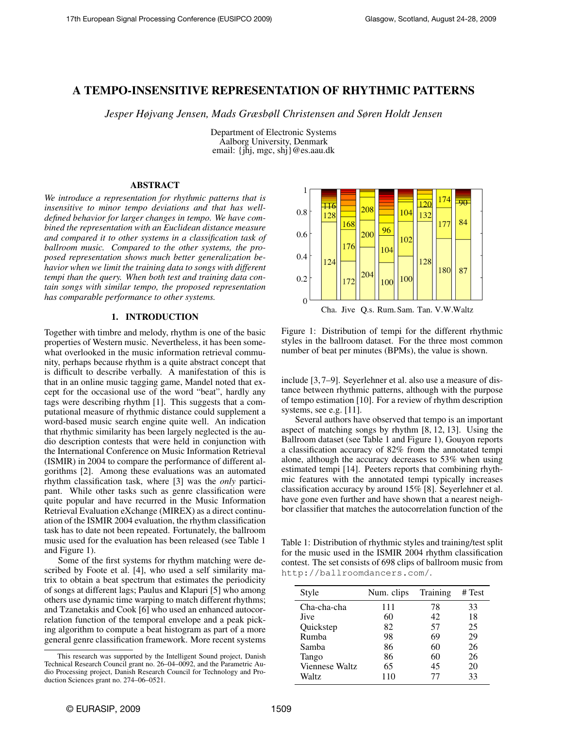# A TEMPO-INSENSITIVE REPRESENTATION OF RHYTHMIC PATTERNS

*Jesper Højvang Jensen, Mads Græsbøll Christensen and Søren Holdt Jensen*

Department of Electronic Systems
Aalborg University, Denmark
email: {jhj, mgc, shj}@es.aau.dk

## ABSTRACT

*We introduce a representation for rhythmic patterns that is insensitive to minor tempo deviations and that has well-defined behavior for larger changes in tempo. We have combined the representation with an Euclidean distance measure and compared it to other systems in a classification task of ballroom music. Compared to the other systems, the proposed representation shows much better generalization behavior when we limit the training data to songs with different tempi than the query. When both test and training data contain songs with similar tempo, the proposed representation has comparable performance to other systems.*

## 1. INTRODUCTION

Together with timbre and melody, rhythm is one of the basic properties of Western music. Nevertheless, it has been somewhat overlooked in the music information retrieval community, perhaps because rhythm is a quite abstract concept that is difficult to describe verbally. A manifestation of this is that in an online music tagging game, Mandel noted that except for the occasional use of the word "beat", hardly any tags were describing rhythm [1]. This suggests that a computational measure of rhythmic distance could supplement a word-based music search engine quite well. An indication that rhythmic similarity has been largely neglected is the audio description contests that were held in conjunction with the International Conference on Music Information Retrieval (ISMIR) in 2004 to compare the performance of different algorithms [2]. Among these evaluations was an automated rhythm classification task, where [3] was the *only* participant. While other tasks such as genre classification were quite popular and have recurred in the Music Information Retrieval Evaluation eXchange (MIREX) as a direct continuation of the ISMIR 2004 evaluation, the rhythm classification task has to date not been repeated. Fortunately, the ballroom music used for the evaluation has been released (see Table 1 and Figure 1).

Some of the first systems for rhythm matching were described by Foote et al. [4], who used a self similarity matrix to obtain a beat spectrum that estimates the periodicity of songs at different lags; Paulus and Klapuri [5] who among others use dynamic time warping to match different rhythms; and Tzanetakis and Cook [6] who used an enhanced autocorrelation function of the temporal envelope and a peak picking algorithm to compute a beat histogram as part of a more general genre classification framework. More recent systems include [3, 7–9]. Seyerlehner et al. also use a measure of distance between rhythmic patterns, although with the purpose of tempo estimation [10]. For a review of rhythm description systems, see e.g. [11].

Several authors have observed that tempo is an important aspect of matching songs by rhythm [8, 12, 13]. Using the Ballroom dataset (see Table 1 and Figure 1), Gouyon reports a classification accuracy of 82% from the annotated tempi alone, although the accuracy decreases to 53% when using estimated tempi [14]. Peeters reports that combining rhythmic features with the annotated tempi typically increases classification accuracy by around 15% [8]. Seyerlehner et al. have gone even further and have shown that a nearest neighbor classifier that matches the autocorrelation function of the

Figure 1: Distribution of tempi for the different rhythmic styles in the ballroom dataset. For the three most common number of beat per minutes (BPMs), the value is shown.

Table 1: Distribution of rhythmic styles and training/test split for the music used in the ISMIR 2004 rhythm classification contest. The set consists of 698 clips of ballroom music from `http://ballroomdancers.com/`.

| Style | Num. clips | Training | # Test |
|---|---|---|---|
| Cha-cha-cha | 111 | 78 | 33 |
| Jive | 60 | 42 | 18 |
| Quickstep | 82 | 57 | 25 |
| Rumba | 98 | 69 | 29 |
| Samba | 86 | 60 | 26 |
| Tango | 86 | 60 | 26 |
| Viennese Waltz | 65 | 45 | 20 |
| Waltz | 110 | 77 | 33 |

---

This research was supported by the Intelligent Sound project, Danish Technical Research Council grant no. 26–04–0092, and the Parametric Audio Processing project, Danish Research Council for Technology and Production Sciences grant no. 274–06–0521.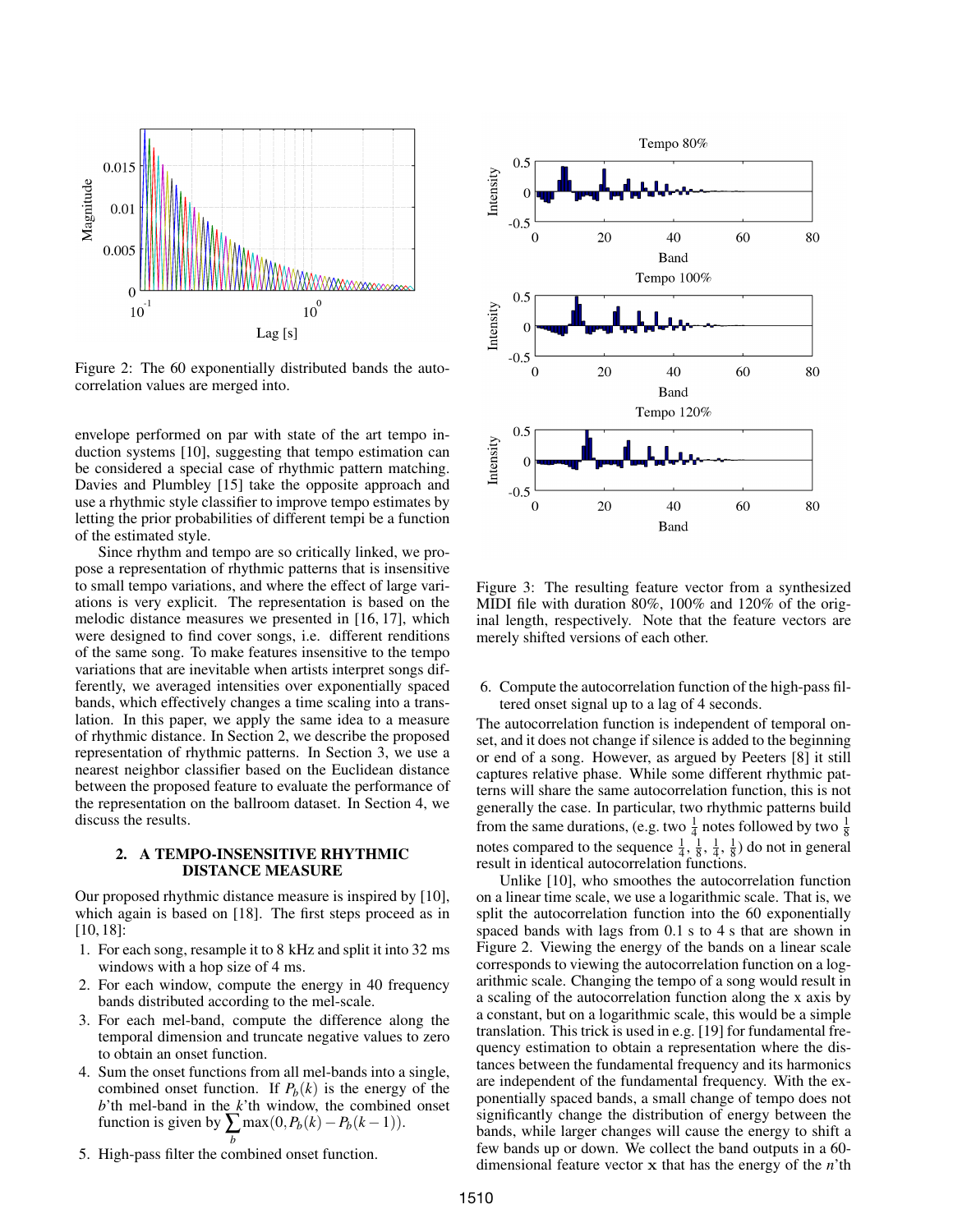Figure 2: The 60 exponentially distributed bands the autocorrelation values are merged into.

envelope performed on par with state of the art tempo induction systems [10], suggesting that tempo estimation can be considered a special case of rhythmic pattern matching. Davies and Plumbley [15] take the opposite approach and use a rhythmic style classifier to improve tempo estimates by letting the prior probabilities of different tempi be a function of the estimated style.

Since rhythm and tempo are so critically linked, we propose a representation of rhythmic patterns that is insensitive to small tempo variations, and where the effect of large variations is very explicit. The representation is based on the melodic distance measures we presented in [16, 17], which were designed to find cover songs, i.e. different renditions of the same song. To make features insensitive to the tempo variations that are inevitable when artists interpret songs differently, we averaged intensities over exponentially spaced bands, which effectively changes a time scaling into a translation. In this paper, we apply the same idea to a measure of rhythmic distance. In Section 2, we describe the proposed representation of rhythmic patterns. In Section 3, we use a nearest neighbor classifier based on the Euclidean distance between the proposed feature to evaluate the performance of the representation on the ballroom dataset. In Section 4, we discuss the results.

## 2. A TEMPO-INSENSITIVE RHYTHMIC DISTANCE MEASURE

Our proposed rhythmic distance measure is inspired by [10], which again is based on [18]. The first steps proceed as in [10, 18]:

1. For each song, resample it to 8 kHz and split it into 32 ms windows with a hop size of 4 ms.
2. For each window, compute the energy in 40 frequency bands distributed according to the mel-scale.
3. For each mel-band, compute the difference along the temporal dimension and truncate negative values to zero to obtain an onset function.
4. Sum the onset functions from all mel-bands into a single, combined onset function. If $P_b(k)$ is the energy of the $b$'th mel-band in the $k$'th window, the combined onset function is given by $\sum_b \max(0, P_b(k) - P_b(k-1))$.
5. High-pass filter the combined onset function.

Figure 3: The resulting feature vector from a synthesized MIDI file with duration 80%, 100% and 120% of the original length, respectively. Note that the feature vectors are merely shifted versions of each other.

6. Compute the autocorrelation function of the high-pass filtered onset signal up to a lag of 4 seconds.

The autocorrelation function is independent of temporal onset, and it does not change if silence is added to the beginning or end of a song. However, as argued by Peeters [8] it still captures relative phase. While some different rhythmic patterns will share the same autocorrelation function, this is not generally the case. In particular, two rhythmic patterns build from the same durations, (e.g. two $\frac{1}{4}$ notes followed by two $\frac{1}{8}$ notes compared to the sequence $\frac{1}{4}$, $\frac{1}{8}$, $\frac{1}{4}$, $\frac{1}{8}$) do not in general result in identical autocorrelation functions.

Unlike [10], who smoothes the autocorrelation function on a linear time scale, we use a logarithmic scale. That is, we split the autocorrelation function into the 60 exponentially spaced bands with lags from 0.1 s to 4 s that are shown in Figure 2. Viewing the energy of the bands on a linear scale corresponds to viewing the autocorrelation function on a logarithmic scale. Changing the tempo of a song would result in a scaling of the autocorrelation function along the x axis by a constant, but on a logarithmic scale, this would be a simple translation. This trick is used in e.g. [19] for fundamental frequency estimation to obtain a representation where the distances between the fundamental frequency and its harmonics are independent of the fundamental frequency. With the exponentially spaced bands, a small change of tempo does not significantly change the distribution of energy between the bands, while larger changes will cause the energy to shift a few bands up or down. We collect the band outputs in a 60-dimensional feature vector $\mathbf{x}$ that has the energy of the $n$'th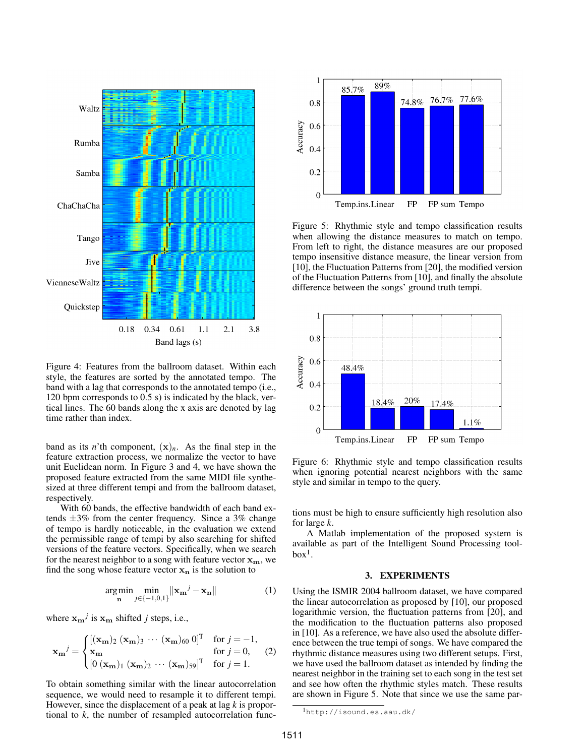Figure 4: Features from the ballroom dataset. Within each style, the features are sorted by the annotated tempo. The band with a lag that corresponds to the annotated tempo (i.e., 120 bpm corresponds to 0.5 s) is indicated by the black, vertical lines. The 60 bands along the x axis are denoted by lag time rather than index.

band as its $n$'th component, $(\mathbf{x})_n$. As the final step in the feature extraction process, we normalize the vector to have unit Euclidean norm. In Figure 3 and 4, we have shown the proposed feature extracted from the same MIDI file synthesized at three different tempi and from the ballroom dataset, respectively.

With 60 bands, the effective bandwidth of each band extends $\pm3\%$ from the center frequency. Since a 3% change of tempo is hardly noticeable, in the evaluation we extend the permissible range of tempi by also searching for shifted versions of the feature vectors. Specifically, when we search for the nearest neighbor to a song with feature vector $\mathbf{x_m}$, we find the song whose feature vector $\mathbf{x_n}$ is the solution to

$$\arg\min_{\mathbf{n}} \min_{j\in\{-1,0,1\}} \|\mathbf{x_m}^j - \mathbf{x_n}\| \tag{1}$$

where $\mathbf{x_m}^j$ is $\mathbf{x_m}$ shifted $j$ steps, i.e.,

$$\mathbf{x_m}^j = \begin{cases} [(\mathbf{x_m})_2 \ (\mathbf{x_m})_3 \ \cdots \ (\mathbf{x_m})_{60} \ 0]^{\mathrm{T}} & \text{for } j=-1, \\ \mathbf{x_m} & \text{for } j=0, \\ [0 \ (\mathbf{x_m})_1 \ (\mathbf{x_m})_2 \ \cdots \ (\mathbf{x_m})_{59}]^{\mathrm{T}} & \text{for } j=1. \end{cases} \tag{2}$$

To obtain something similar with the linear autocorrelation sequence, we would need to resample it to different tempi. However, since the displacement of a peak at lag $k$ is proportional to $k$, the number of resampled autocorrelation functions must be high to ensure sufficiently high resolution also for large $k$.

A Matlab implementation of the proposed system is available as part of the Intelligent Sound Processing toolbox[1].

[1] http://isound.es.aau.dk/

Figure 5: Rhythmic style and tempo classification results when allowing the distance measures to match on tempo. From left to right, the distance measures are our proposed tempo insensitive distance measure, the linear version from [10], the Fluctuation Patterns from [20], the modified version of the Fluctuation Patterns from [10], and finally the absolute difference between the songs' ground truth tempi.

Figure 6: Rhythmic style and tempo classification results when ignoring potential nearest neighbors with the same style and similar in tempo to the query.

## 3. EXPERIMENTS

Using the ISMIR 2004 ballroom dataset, we have compared the linear autocorrelation as proposed by [10], our proposed logarithmic version, the fluctuation patterns from [20], and the modification to the fluctuation patterns also proposed in [10]. As a reference, we have also used the absolute difference between the true tempi of songs. We have compared the rhythmic distance measures using two different setups. First, we have used the ballroom dataset as intended by finding the nearest neighbor in the training set to each song in the test set and see how often the rhythmic styles match. These results are shown in Figure 5. Note that since we use the same par-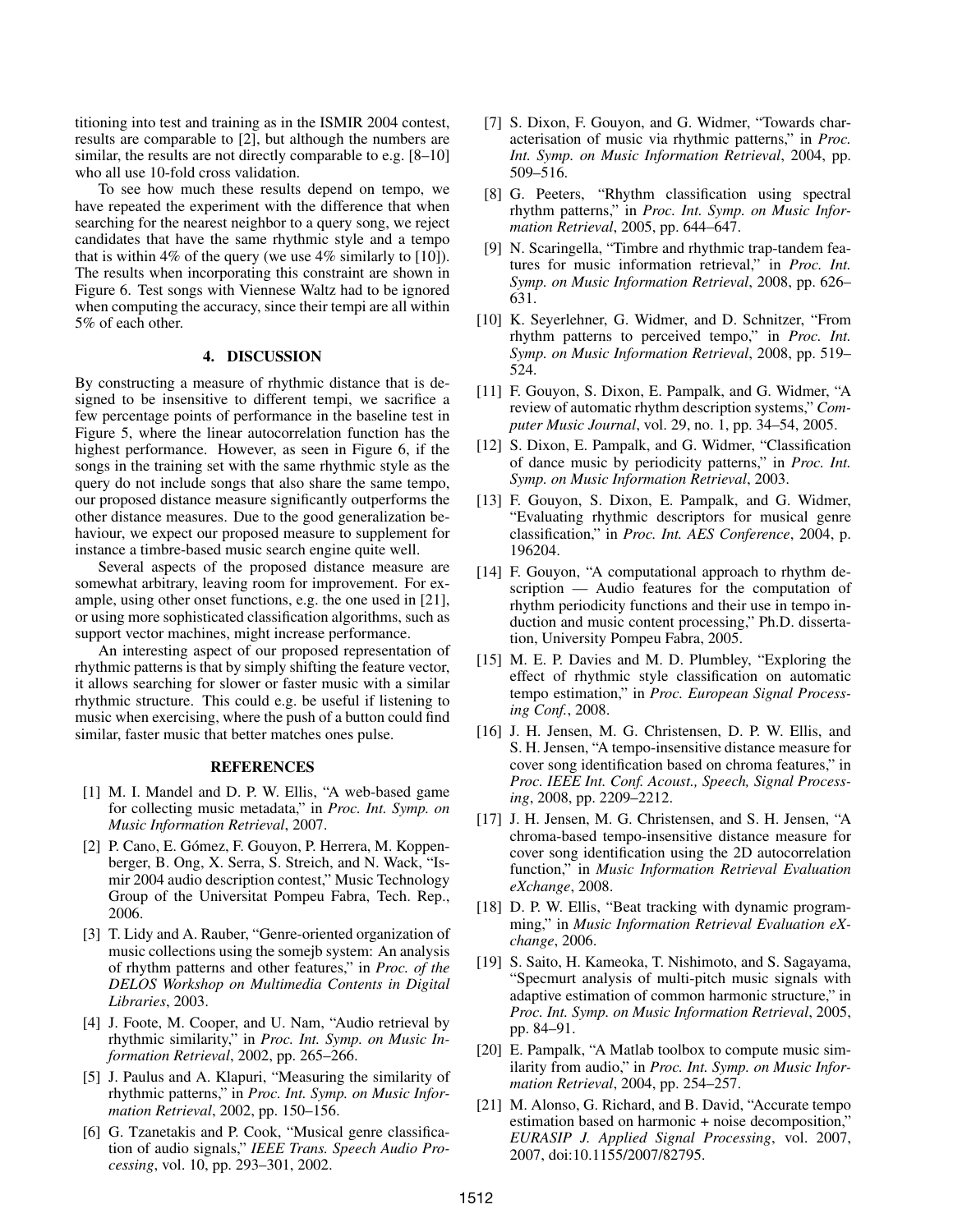titioning into test and training as in the ISMIR 2004 contest, results are comparable to [2], but although the numbers are similar, the results are not directly comparable to e.g. [8–10] who all use 10-fold cross validation.

To see how much these results depend on tempo, we have repeated the experiment with the difference that when searching for the nearest neighbor to a query song, we reject candidates that have the same rhythmic style and a tempo that is within 4% of the query (we use 4% similarly to [10]). The results when incorporating this constraint are shown in Figure 6. Test songs with Viennese Waltz had to be ignored when computing the accuracy, since their tempi are all within 5% of each other.

## 4. DISCUSSION

By constructing a measure of rhythmic distance that is designed to be insensitive to different tempi, we sacrifice a few percentage points of performance in the baseline test in Figure 5, where the linear autocorrelation function has the highest performance. However, as seen in Figure 6, if the songs in the training set with the same rhythmic style as the query do not include songs that also share the same tempo, our proposed distance measure significantly outperforms the other distance measures. Due to the good generalization behaviour, we expect our proposed measure to supplement for instance a timbre-based music search engine quite well.

Several aspects of the proposed distance measure are somewhat arbitrary, leaving room for improvement. For example, using other onset functions, e.g. the one used in [21], or using more sophisticated classification algorithms, such as support vector machines, might increase performance.

An interesting aspect of our proposed representation of rhythmic patterns is that by simply shifting the feature vector, it allows searching for slower or faster music with a similar rhythmic structure. This could e.g. be useful if listening to music when exercising, where the push of a button could find similar, faster music that better matches ones pulse.

## REFERENCES

[1] M. I. Mandel and D. P. W. Ellis, "A web-based game for collecting music metadata," in *Proc. Int. Symp. on Music Information Retrieval*, 2007.

[2] P. Cano, E. Gómez, F. Gouyon, P. Herrera, M. Koppenberger, B. Ong, X. Serra, S. Streich, and N. Wack, "Ismir 2004 audio description contest," Music Technology Group of the Universitat Pompeu Fabra, Tech. Rep., 2006.

[3] T. Lidy and A. Rauber, "Genre-oriented organization of music collections using the somejb system: An analysis of rhythm patterns and other features," in *Proc. of the DELOS Workshop on Multimedia Contents in Digital Libraries*, 2003.

[4] J. Foote, M. Cooper, and U. Nam, "Audio retrieval by rhythmic similarity," in *Proc. Int. Symp. on Music Information Retrieval*, 2002, pp. 265–266.

[5] J. Paulus and A. Klapuri, "Measuring the similarity of rhythmic patterns," in *Proc. Int. Symp. on Music Information Retrieval*, 2002, pp. 150–156.

[6] G. Tzanetakis and P. Cook, "Musical genre classification of audio signals," *IEEE Trans. Speech Audio Processing*, vol. 10, pp. 293–301, 2002.

[7] S. Dixon, F. Gouyon, and G. Widmer, "Towards characterisation of music via rhythmic patterns," in *Proc. Int. Symp. on Music Information Retrieval*, 2004, pp. 509–516.

[8] G. Peeters, "Rhythm classification using spectral rhythm patterns," in *Proc. Int. Symp. on Music Information Retrieval*, 2005, pp. 644–647.

[9] N. Scaringella, "Timbre and rhythmic trap-tandem features for music information retrieval," in *Proc. Int. Symp. on Music Information Retrieval*, 2008, pp. 626–631.

[10] K. Seyerlehner, G. Widmer, and D. Schnitzer, "From rhythm patterns to perceived tempo," in *Proc. Int. Symp. on Music Information Retrieval*, 2008, pp. 519–524.

[11] F. Gouyon, S. Dixon, E. Pampalk, and G. Widmer, "A review of automatic rhythm description systems," *Computer Music Journal*, vol. 29, no. 1, pp. 34–54, 2005.

[12] S. Dixon, E. Pampalk, and G. Widmer, "Classification of dance music by periodicity patterns," in *Proc. Int. Symp. on Music Information Retrieval*, 2003.

[13] F. Gouyon, S. Dixon, E. Pampalk, and G. Widmer, "Evaluating rhythmic descriptors for musical genre classification," in *Proc. Int. AES Conference*, 2004, p. 196204.

[14] F. Gouyon, "A computational approach to rhythm description — Audio features for the computation of rhythm periodicity functions and their use in tempo induction and music content processing," Ph.D. dissertation, University Pompeu Fabra, 2005.

[15] M. E. P. Davies and M. D. Plumbley, "Exploring the effect of rhythmic style classification on automatic tempo estimation," in *Proc. European Signal Processing Conf.*, 2008.

[16] J. H. Jensen, M. G. Christensen, D. P. W. Ellis, and S. H. Jensen, "A tempo-insensitive distance measure for cover song identification based on chroma features," in *Proc. IEEE Int. Conf. Acoust., Speech, Signal Processing*, 2008, pp. 2209–2212.

[17] J. H. Jensen, M. G. Christensen, and S. H. Jensen, "A chroma-based tempo-insensitive distance measure for cover song identification using the 2D autocorrelation function," in *Music Information Retrieval Evaluation eXchange*, 2008.

[18] D. P. W. Ellis, "Beat tracking with dynamic programming," in *Music Information Retrieval Evaluation eXchange*, 2006.

[19] S. Saito, H. Kameoka, T. Nishimoto, and S. Sagayama, "Specmurt analysis of multi-pitch music signals with adaptive estimation of common harmonic structure," in *Proc. Int. Symp. on Music Information Retrieval*, 2005, pp. 84–91.

[20] E. Pampalk, "A Matlab toolbox to compute music similarity from audio," in *Proc. Int. Symp. on Music Information Retrieval*, 2004, pp. 254–257.

[21] M. Alonso, G. Richard, and B. David, "Accurate tempo estimation based on harmonic + noise decomposition," *EURASIP J. Applied Signal Processing*, vol. 2007, 2007, doi:10.1155/2007/82795.